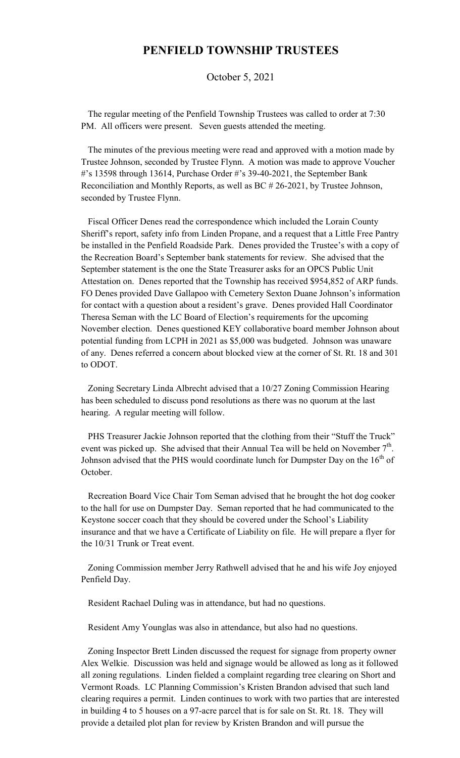# PENFIELD TOWNSHIP TRUSTEES

October 5, 2021

The regular meeting of the Penfield Township Trustees was called to order at 7:30 PM. All officers were present. Seven guests attended the meeting.

The minutes of the previous meeting were read and approved with a motion made by Trustee Johnson, seconded by Trustee Flynn. A motion was made to approve Voucher #'s 13598 through 13614, Purchase Order #'s 39-40-2021, the September Bank Reconciliation and Monthly Reports, as well as BC # 26-2021, by Trustee Johnson, seconded by Trustee Flynn.

Fiscal Officer Denes read the correspondence which included the Lorain County Sheriff's report, safety info from Linden Propane, and a request that a Little Free Pantry be installed in the Penfield Roadside Park. Denes provided the Trustee's with a copy of the Recreation Board's September bank statements for review. She advised that the September statement is the one the State Treasurer asks for an OPCS Public Unit Attestation on. Denes reported that the Township has received $954,852 of ARP funds. FO Denes provided Dave Gallapoo with Cemetery Sexton Duane Johnson's information for contact with a question about a resident's grave. Denes provided Hall Coordinator Theresa Seman with the LC Board of Election's requirements for the upcoming November election. Denes questioned KEY collaborative board member Johnson about potential funding from LCPH in 2021 as $5,000 was budgeted. Johnson was unaware of any. Denes referred a concern about blocked view at the corner of St. Rt. 18 and 301 to ODOT.

Zoning Secretary Linda Albrecht advised that a 10/27 Zoning Commission Hearing has been scheduled to discuss pond resolutions as there was no quorum at the last hearing. A regular meeting will follow.

PHS Treasurer Jackie Johnson reported that the clothing from their "Stuff the Truck" event was picked up. She advised that their Annual Tea will be held on November 7th. Johnson advised that the PHS would coordinate lunch for Dumpster Day on the 16th of October.

Recreation Board Vice Chair Tom Seman advised that he brought the hot dog cooker to the hall for use on Dumpster Day. Seman reported that he had communicated to the Keystone soccer coach that they should be covered under the School's Liability insurance and that we have a Certificate of Liability on file. He will prepare a flyer for the 10/31 Trunk or Treat event.

Zoning Commission member Jerry Rathwell advised that he and his wife Joy enjoyed Penfield Day.

Resident Rachael Duling was in attendance, but had no questions.

Resident Amy Younglas was also in attendance, but also had no questions.

Zoning Inspector Brett Linden discussed the request for signage from property owner Alex Welkie. Discussion was held and signage would be allowed as long as it followed all zoning regulations. Linden fielded a complaint regarding tree clearing on Short and Vermont Roads. LC Planning Commission's Kristen Brandon advised that such land clearing requires a permit. Linden continues to work with two parties that are interested in building 4 to 5 houses on a 97-acre parcel that is for sale on St. Rt. 18. They will provide a detailed plot plan for review by Kristen Brandon and will pursue the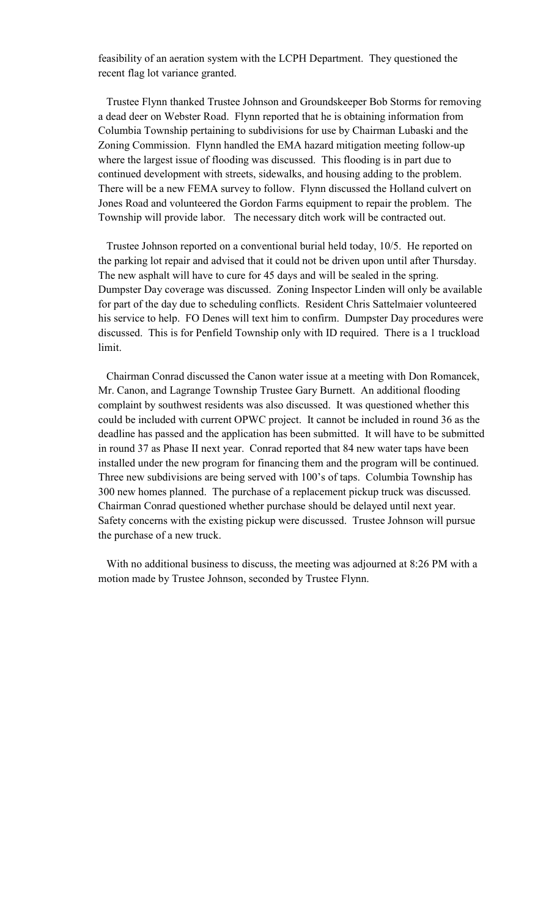feasibility of an aeration system with the LCPH Department. They questioned the recent flag lot variance granted.

Trustee Flynn thanked Trustee Johnson and Groundskeeper Bob Storms for removing a dead deer on Webster Road. Flynn reported that he is obtaining information from Columbia Township pertaining to subdivisions for use by Chairman Lubaski and the Zoning Commission. Flynn handled the EMA hazard mitigation meeting follow-up where the largest issue of flooding was discussed. This flooding is in part due to continued development with streets, sidewalks, and housing adding to the problem. There will be a new FEMA survey to follow. Flynn discussed the Holland culvert on Jones Road and volunteered the Gordon Farms equipment to repair the problem. The Township will provide labor. The necessary ditch work will be contracted out.

Trustee Johnson reported on a conventional burial held today, 10/5. He reported on the parking lot repair and advised that it could not be driven upon until after Thursday. The new asphalt will have to cure for 45 days and will be sealed in the spring. Dumpster Day coverage was discussed. Zoning Inspector Linden will only be available for part of the day due to scheduling conflicts. Resident Chris Sattelmaier volunteered his service to help. FO Denes will text him to confirm. Dumpster Day procedures were discussed. This is for Penfield Township only with ID required. There is a 1 truckload limit.

Chairman Conrad discussed the Canon water issue at a meeting with Don Romancek, Mr. Canon, and Lagrange Township Trustee Gary Burnett. An additional flooding complaint by southwest residents was also discussed. It was questioned whether this could be included with current OPWC project. It cannot be included in round 36 as the deadline has passed and the application has been submitted. It will have to be submitted in round 37 as Phase II next year. Conrad reported that 84 new water taps have been installed under the new program for financing them and the program will be continued. Three new subdivisions are being served with 100's of taps. Columbia Township has 300 new homes planned. The purchase of a replacement pickup truck was discussed. Chairman Conrad questioned whether purchase should be delayed until next year. Safety concerns with the existing pickup were discussed. Trustee Johnson will pursue the purchase of a new truck.

With no additional business to discuss, the meeting was adjourned at 8:26 PM with a motion made by Trustee Johnson, seconded by Trustee Flynn.